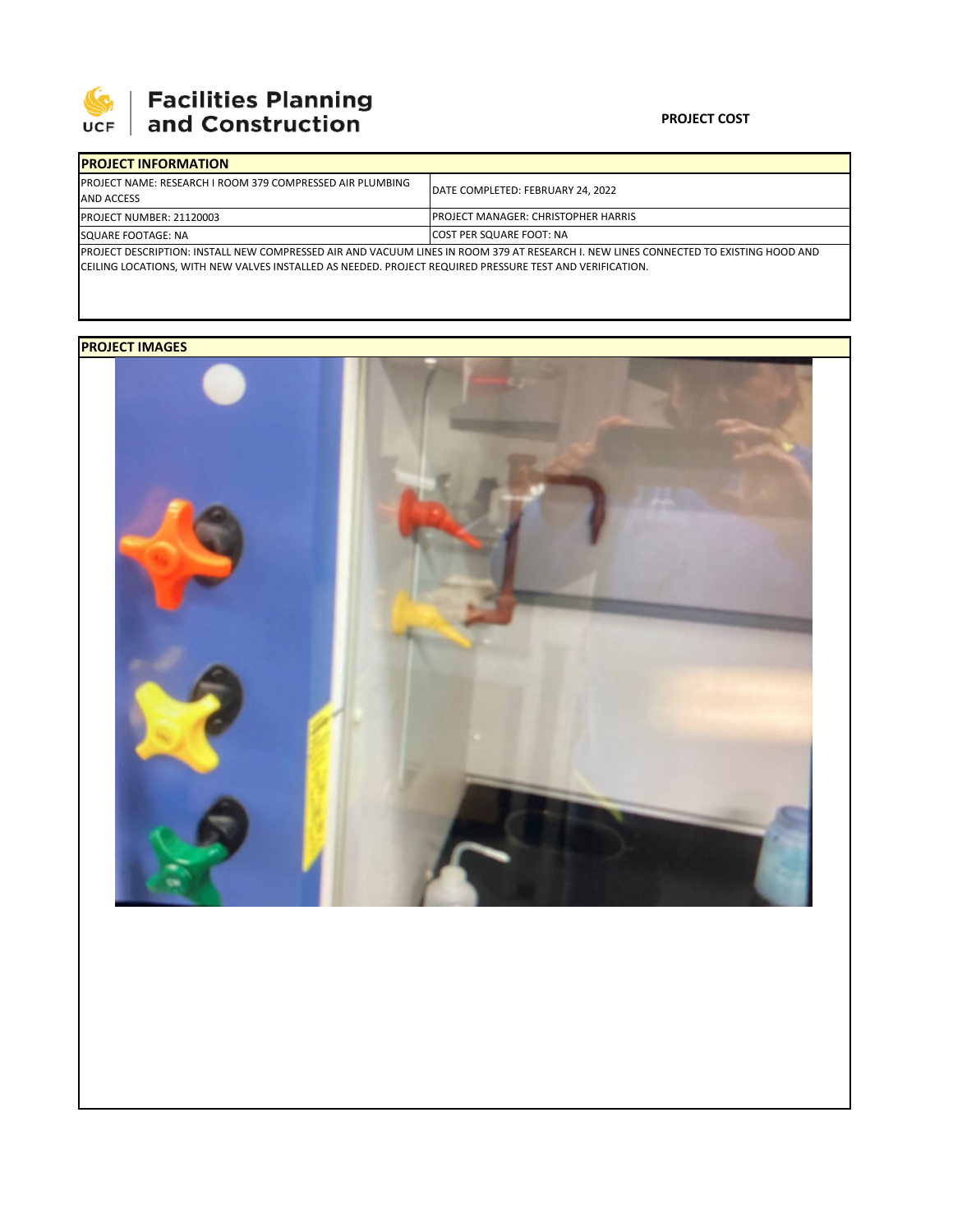# UCF Facilities Planning and Construction

**PROJECT COST**

| PROJECT INFORMATION | |
|---|---|
| PROJECT NAME: RESEARCH I ROOM 379 COMPRESSED AIR PLUMBING AND ACCESS | DATE COMPLETED: FEBRUARY 24, 2022 |
| PROJECT NUMBER: 21120003 | PROJECT MANAGER: CHRISTOPHER HARRIS |
| SQUARE FOOTAGE: NA | COST PER SQUARE FOOT: NA |
| PROJECT DESCRIPTION: INSTALL NEW COMPRESSED AIR AND VACUUM LINES IN ROOM 379 AT RESEARCH I. NEW LINES CONNECTED TO EXISTING HOOD AND CEILING LOCATIONS, WITH NEW VALVES INSTALLED AS NEEDED. PROJECT REQUIRED PRESSURE TEST AND VERIFICATION. | |

**PROJECT IMAGES**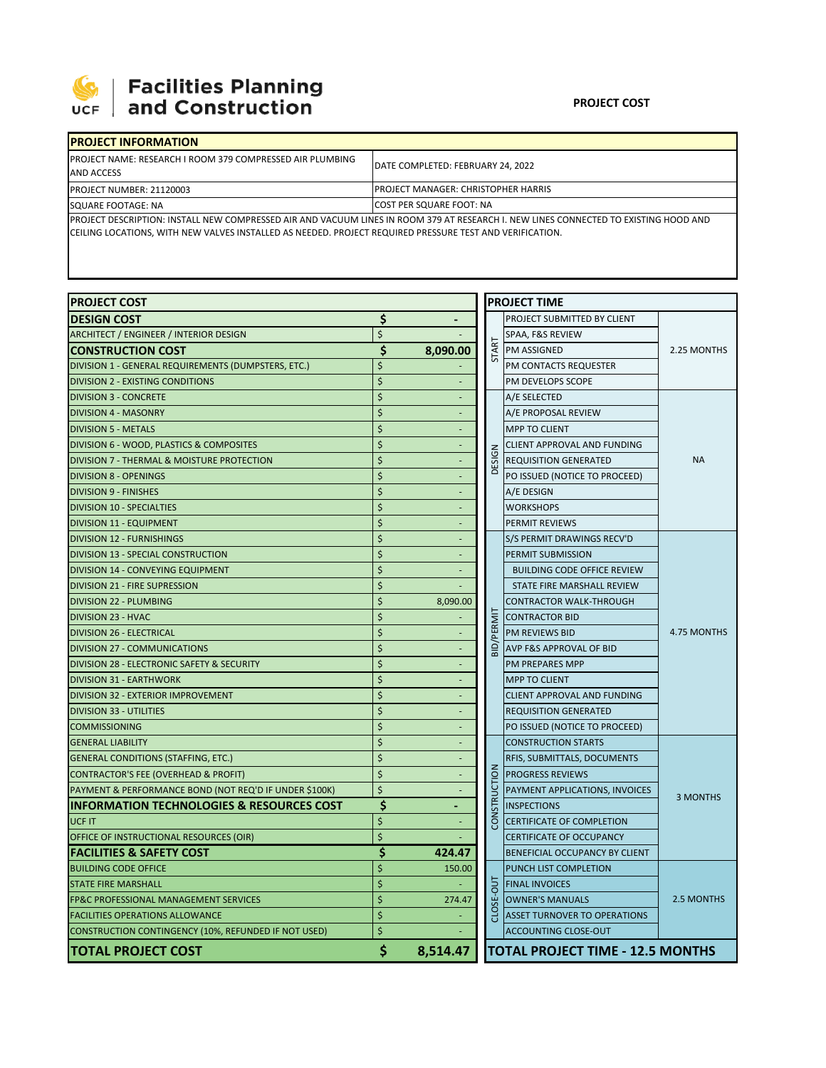Facilities Planning and Construction

**PROJECT COST**

| PROJECT INFORMATION | |
|---|---|
| PROJECT NAME: RESEARCH I ROOM 379 COMPRESSED AIR PLUMBING AND ACCESS | DATE COMPLETED: FEBRUARY 24, 2022 |
| PROJECT NUMBER: 21120003 | PROJECT MANAGER: CHRISTOPHER HARRIS |
| SQUARE FOOTAGE: NA | COST PER SQUARE FOOT: NA |
| PROJECT DESCRIPTION: INSTALL NEW COMPRESSED AIR AND VACUUM LINES IN ROOM 379 AT RESEARCH I. NEW LINES CONNECTED TO EXISTING HOOD AND CEILING LOCATIONS, WITH NEW VALVES INSTALLED AS NEEDED. PROJECT REQUIRED PRESSURE TEST AND VERIFICATION. | |

| PROJECT COST | | |
|---|---|---|
| **DESIGN COST** | **$** | **-** |
| ARCHITECT / ENGINEER / INTERIOR DESIGN | $ | - |
| **CONSTRUCTION COST** | **$** | **8,090.00** |
| DIVISION 1 - GENERAL REQUIREMENTS (DUMPSTERS, ETC.) | $ | - |
| DIVISION 2 - EXISTING CONDITIONS | $ | - |
| DIVISION 3 - CONCRETE | $ | - |
| DIVISION 4 - MASONRY | $ | - |
| DIVISION 5 - METALS | $ | - |
| DIVISION 6 - WOOD, PLASTICS & COMPOSITES | $ | - |
| DIVISION 7 - THERMAL & MOISTURE PROTECTION | $ | - |
| DIVISION 8 - OPENINGS | $ | - |
| DIVISION 9 - FINISHES | $ | - |
| DIVISION 10 - SPECIALTIES | $ | - |
| DIVISION 11 - EQUIPMENT | $ | - |
| DIVISION 12 - FURNISHINGS | $ | - |
| DIVISION 13 - SPECIAL CONSTRUCTION | $ | - |
| DIVISION 14 - CONVEYING EQUIPMENT | $ | - |
| DIVISION 21 - FIRE SUPRESSION | $ | - |
| DIVISION 22 - PLUMBING | $ | 8,090.00 |
| DIVISION 23 - HVAC | $ | - |
| DIVISION 26 - ELECTRICAL | $ | - |
| DIVISION 27 - COMMUNICATIONS | $ | - |
| DIVISION 28 - ELECTRONIC SAFETY & SECURITY | $ | - |
| DIVISION 31 - EARTHWORK | $ | - |
| DIVISION 32 - EXTERIOR IMPROVEMENT | $ | - |
| DIVISION 33 - UTILITIES | $ | - |
| COMMISSIONING | $ | - |
| GENERAL LIABILITY | $ | - |
| GENERAL CONDITIONS (STAFFING, ETC.) | $ | - |
| CONTRACTOR'S FEE (OVERHEAD & PROFIT) | $ | - |
| PAYMENT & PERFORMANCE BOND (NOT REQ'D IF UNDER $100K) | $ | - |
| **INFORMATION TECHNOLOGIES & RESOURCES COST** | **$** | **-** |
| UCF IT | $ | - |
| OFFICE OF INSTRUCTIONAL RESOURCES (OIR) | $ | - |
| **FACILITIES & SAFETY COST** | **$** | **424.47** |
| BUILDING CODE OFFICE | $ | 150.00 |
| STATE FIRE MARSHALL | $ | - |
| FP&C PROFESSIONAL MANAGEMENT SERVICES | $ | 274.47 |
| FACILITIES OPERATIONS ALLOWANCE | $ | - |
| CONSTRUCTION CONTINGENCY (10%, REFUNDED IF NOT USED) | $ | - |
| **TOTAL PROJECT COST** | **$** | **8,514.47** |

| PROJECT TIME | | |
|---|---|---|
| START | PROJECT SUBMITTED BY CLIENT | 2.25 MONTHS |
| | SPAA, F&S REVIEW | |
| | PM ASSIGNED | |
| | PM CONTACTS REQUESTER | |
| | PM DEVELOPS SCOPE | |
| DESIGN | A/E SELECTED | NA |
| | A/E PROPOSAL REVIEW | |
| | MPP TO CLIENT | |
| | CLIENT APPROVAL AND FUNDING | |
| | REQUISITION GENERATED | |
| | PO ISSUED (NOTICE TO PROCEED) | |
| | A/E DESIGN | |
| | WORKSHOPS | |
| | PERMIT REVIEWS | |
| BID/PERMIT | S/S PERMIT DRAWINGS RECV'D | 4.75 MONTHS |
| | PERMIT SUBMISSION | |
| | BUILDING CODE OFFICE REVIEW | |
| | STATE FIRE MARSHALL REVIEW | |
| | CONTRACTOR WALK-THROUGH | |
| | CONTRACTOR BID | |
| | PM REVIEWS BID | |
| | AVP F&S APPROVAL OF BID | |
| | PM PREPARES MPP | |
| | MPP TO CLIENT | |
| | CLIENT APPROVAL AND FUNDING | |
| | REQUISITION GENERATED | |
| | PO ISSUED (NOTICE TO PROCEED) | |
| CONSTRUCTION | CONSTRUCTION STARTS | 3 MONTHS |
| | RFIS, SUBMITTALS, DOCUMENTS | |
| | PROGRESS REVIEWS | |
| | PAYMENT APPLICATIONS, INVOICES | |
| | INSPECTIONS | |
| | CERTIFICATE OF COMPLETION | |
| | CERTIFICATE OF OCCUPANCY | |
| | BENEFICIAL OCCUPANCY BY CLIENT | |
| CLOSE-OUT | PUNCH LIST COMPLETION | 2.5 MONTHS |
| | FINAL INVOICES | |
| | OWNER'S MANUALS | |
| | ASSET TURNOVER TO OPERATIONS | |
| | ACCOUNTING CLOSE-OUT | |
| **TOTAL PROJECT TIME - 12.5 MONTHS** | | |